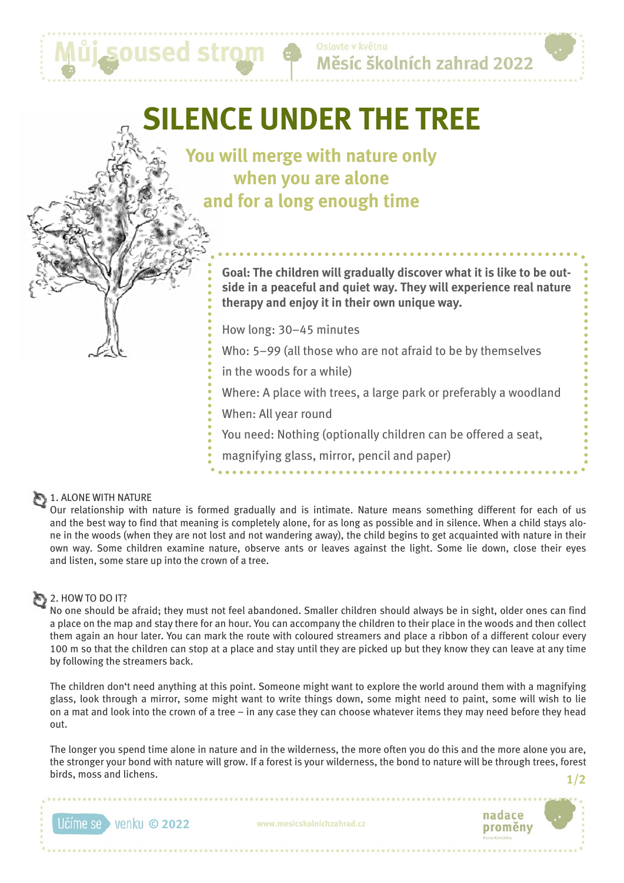# SILENCE UNDER THE TREE

## You will merge with nature only when you are alone and for a long enough time

**Goal: The children will gradually discover what it is like to be outside in a peaceful and quiet way. They will experience real nature therapy and enjoy it in their own unique way.**

How long: 30–45 minutes

Who: 5–99 (all those who are not afraid to be by themselves in the woods for a while)

Where: A place with trees, a large park or preferably a woodland

When: All year round

You need: Nothing (optionally children can be offered a seat, magnifying glass, mirror, pencil and paper)

### 1. ALONE WITH NATURE

Our relationship with nature is formed gradually and is intimate. Nature means something different for each of us and the best way to find that meaning is completely alone, for as long as possible and in silence. When a child stays alone in the woods (when they are not lost and not wandering away), the child begins to get acquainted with nature in their own way. Some children examine nature, observe ants or leaves against the light. Some lie down, close their eyes and listen, some stare up into the crown of a tree.

### 2. HOW TO DO IT?

No one should be afraid; they must not feel abandoned. Smaller children should always be in sight, older ones can find a place on the map and stay there for an hour. You can accompany the children to their place in the woods and then collect them again an hour later. You can mark the route with coloured streamers and place a ribbon of a different colour every 100 m so that the children can stop at a place and stay until they are picked up but they know they can leave at any time by following the streamers back.

The children don't need anything at this point. Someone might want to explore the world around them with a magnifying glass, look through a mirror, some might want to write things down, some might need to paint, some will wish to lie on a mat and look into the crown of a tree – in any case they can choose whatever items they may need before they head out.

The longer you spend time alone in nature and in the wilderness, the more often you do this and the more alone you are, the stronger your bond with nature will grow. If a forest is your wilderness, the bond to nature will be through trees, forest birds, moss and lichens.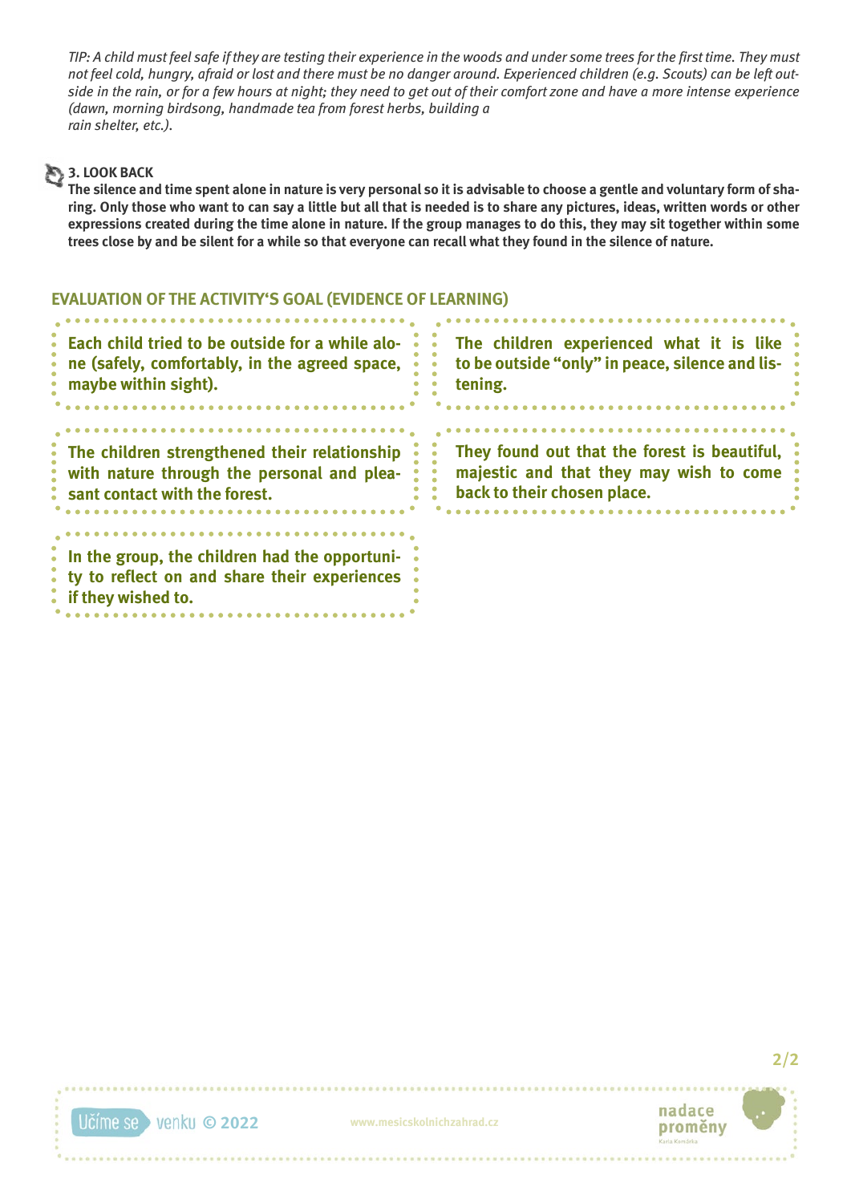*TIP: A child must feel safe if they are testing their experience in the woods and under some trees for the first time. They must not feel cold, hungry, afraid or lost and there must be no danger around. Experienced children (e.g. Scouts) can be left outside in the rain, or for a few hours at night; they need to get out of their comfort zone and have a more intense experience (dawn, morning birdsong, handmade tea from forest herbs, building a rain shelter, etc.).*

### 3. LOOK BACK

**The silence and time spent alone in nature is very personal so it is advisable to choose a gentle and voluntary form of sharing. Only those who want to can say a little but all that is needed is to share any pictures, ideas, written words or other expressions created during the time alone in nature. If the group manages to do this, they may sit together within some trees close by and be silent for a while so that everyone can recall what they found in the silence of nature.**

## EVALUATION OF THE ACTIVITY'S GOAL (EVIDENCE OF LEARNING)

- **Each child tried to be outside for a while alone (safely, comfortably, in the agreed space, maybe within sight).**
- **The children experienced what it is like to be outside "only" in peace, silence and listening.**
- **The children strengthened their relationship with nature through the personal and pleasant contact with the forest.**
- **They found out that the forest is beautiful, majestic and that they may wish to come back to their chosen place.**
- **In the group, the children had the opportunity to reflect on and share their experiences if they wished to.**